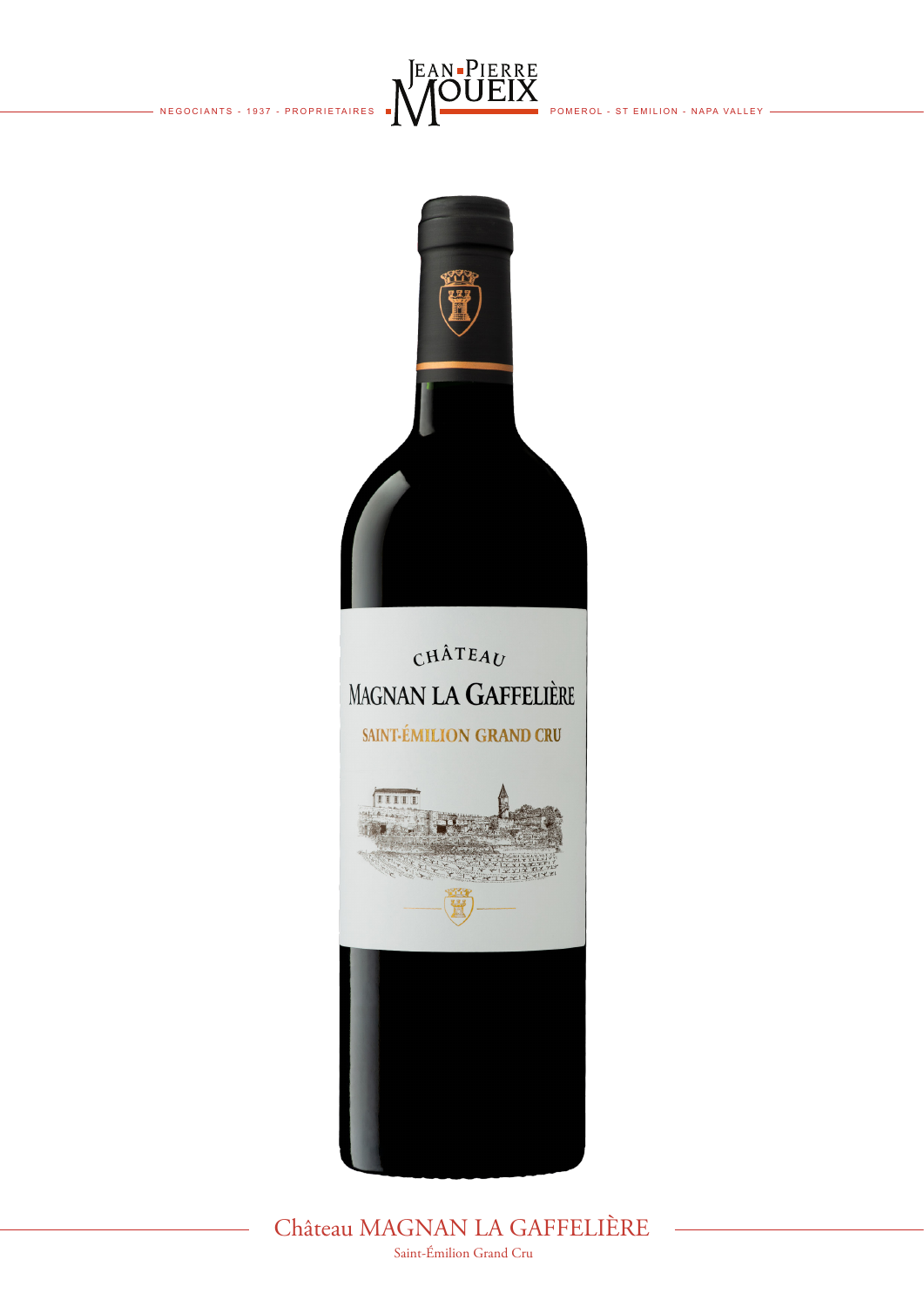NEGOCIANTS - 1937 - PROPRIETAIRES **JEAN-PIERRE MOUEIX** POMEROL - ST EMILION - NAPA VALLEY

# Château MAGNAN LA GAFFELIÈRE

Saint-Émilion Grand Cru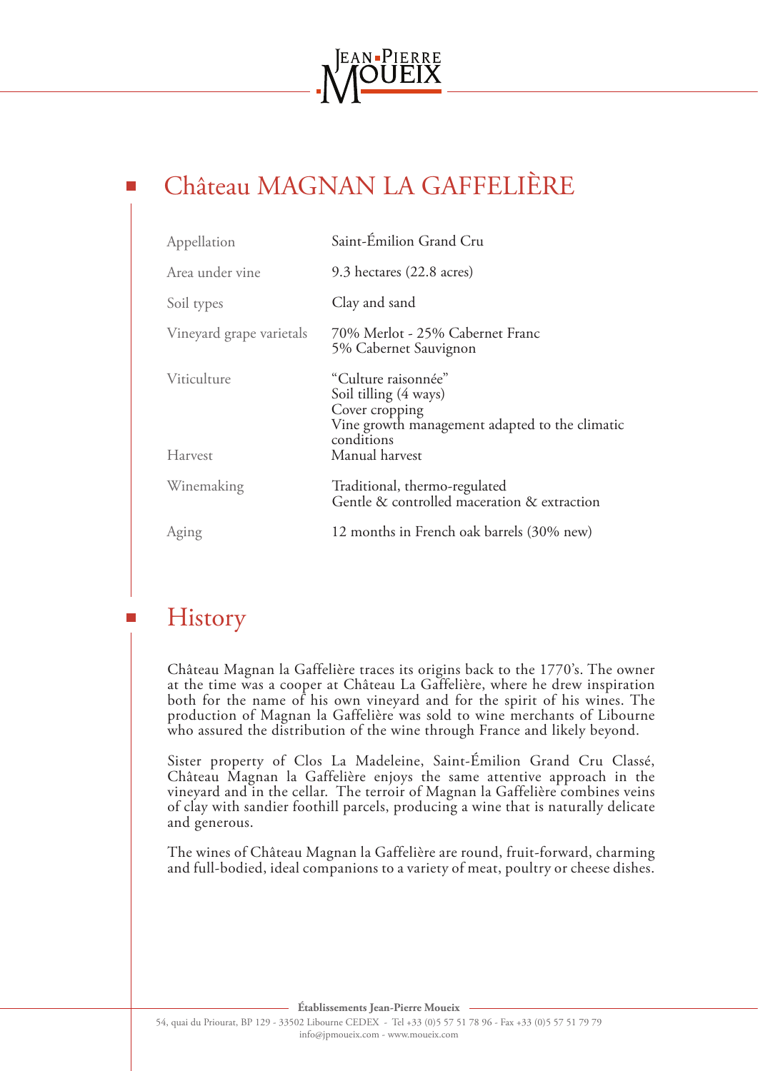# Château MAGNAN LA GAFFELIÈRE

| | |
|---|---|
| Appellation | Saint-Émilion Grand Cru |
| Area under vine | 9.3 hectares (22.8 acres) |
| Soil types | Clay and sand |
| Vineyard grape varietals | 70% Merlot - 25% Cabernet Franc<br>5% Cabernet Sauvignon |
| Viticulture | "Culture raisonnée"<br>Soil tilling (4 ways)<br>Cover cropping<br>Vine growth management adapted to the climatic conditions |
| Harvest | Manual harvest |
| Winemaking | Traditional, thermo-regulated<br>Gentle & controlled maceration & extraction |
| Aging | 12 months in French oak barrels (30% new) |

## History

Château Magnan la Gaffelière traces its origins back to the 1770's. The owner at the time was a cooper at Château La Gaffelière, where he drew inspiration both for the name of his own vineyard and for the spirit of his wines. The production of Magnan la Gaffelière was sold to wine merchants of Libourne who assured the distribution of the wine through France and likely beyond.

Sister property of Clos La Madeleine, Saint-Émilion Grand Cru Classé, Château Magnan la Gaffelière enjoys the same attentive approach in the vineyard and in the cellar. The terroir of Magnan la Gaffelière combines veins of clay with sandier foothill parcels, producing a wine that is naturally delicate and generous.

The wines of Château Magnan la Gaffelière are round, fruit-forward, charming and full-bodied, ideal companions to a variety of meat, poultry or cheese dishes.

**Établissements Jean-Pierre Moueix**

54, quai du Priourat, BP 129 - 33502 Libourne CEDEX - Tel +33 (0)5 57 51 78 96 - Fax +33 (0)5 57 51 79 79
info@jpmoueix.com - www.moueix.com